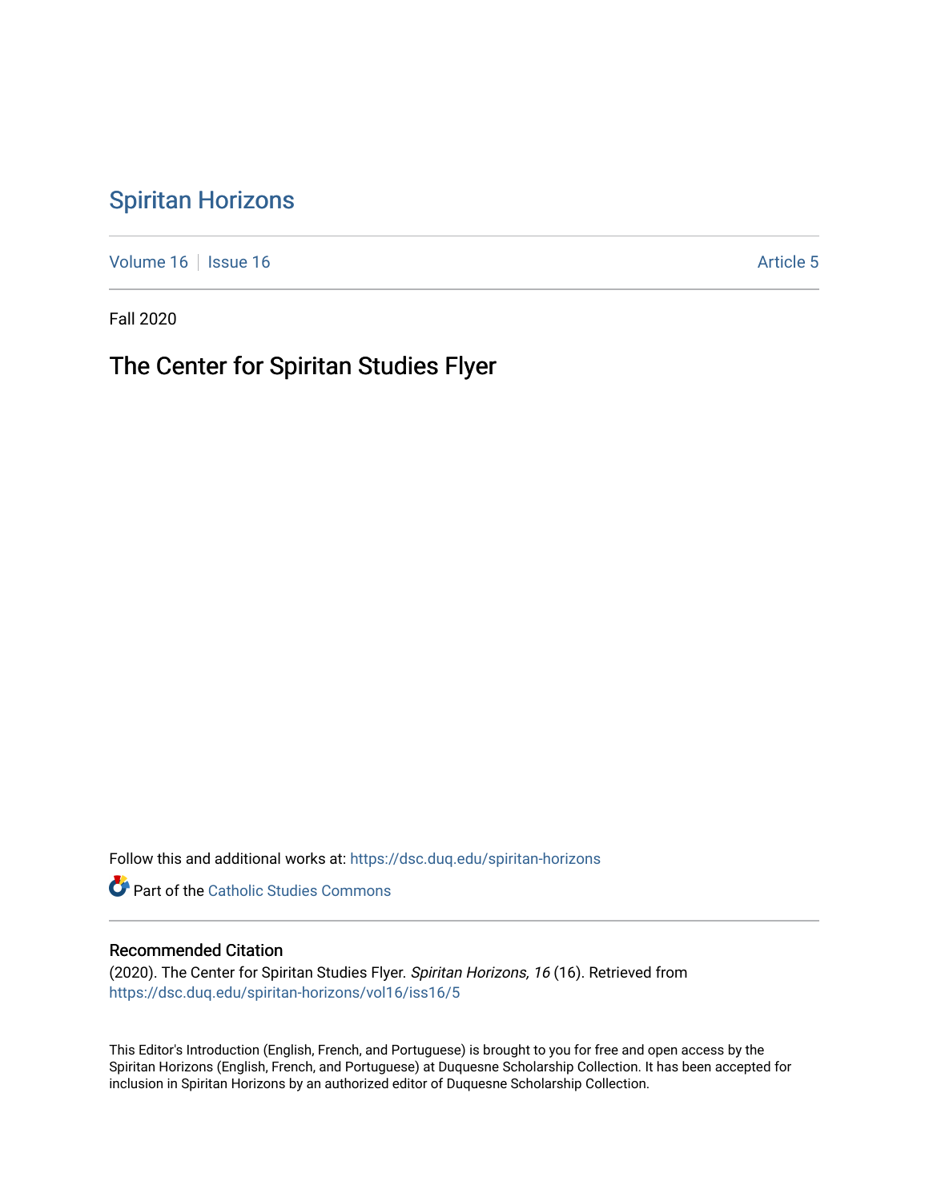# Spiritan Horizons

Volume 16 | Issue 16 | Article 5

Fall 2020

## The Center for Spiritan Studies Flyer

Follow this and additional works at: https://dsc.duq.edu/spiritan-horizons

Part of the Catholic Studies Commons

### Recommended Citation

(2020). The Center for Spiritan Studies Flyer. *Spiritan Horizons, 16* (16). Retrieved from https://dsc.duq.edu/spiritan-horizons/vol16/iss16/5

This Editor's Introduction (English, French, and Portuguese) is brought to you for free and open access by the Spiritan Horizons (English, French, and Portuguese) at Duquesne Scholarship Collection. It has been accepted for inclusion in Spiritan Horizons by an authorized editor of Duquesne Scholarship Collection.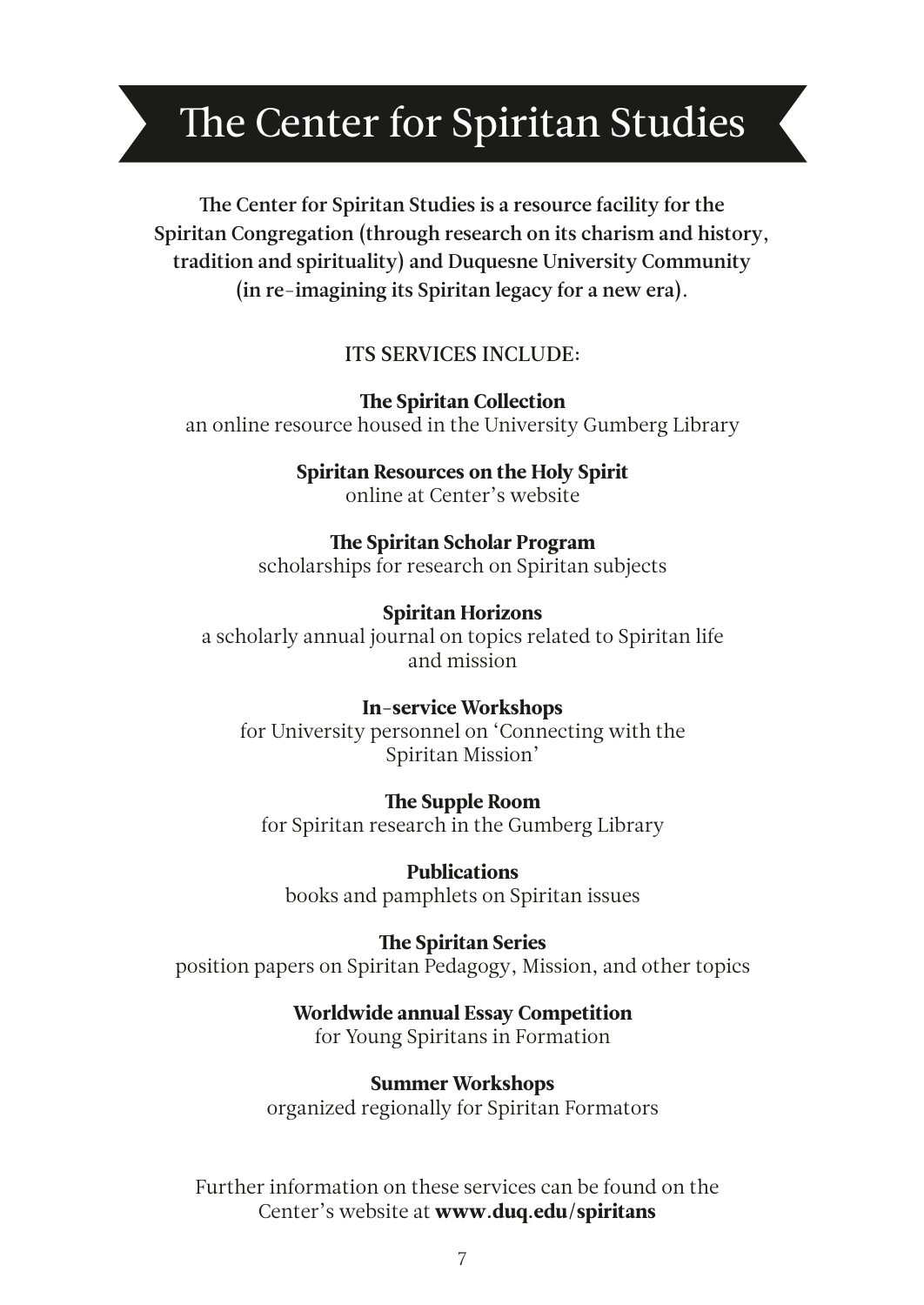# The Center for Spiritan Studies

**The Center for Spiritan Studies is a resource facility for the Spiritan Congregation (through research on its charism and history, tradition and spirituality) and Duquesne University Community (in re-imagining its Spiritan legacy for a new era).**

ITS SERVICES INCLUDE:

**The Spiritan Collection**
an online resource housed in the University Gumberg Library

**Spiritan Resources on the Holy Spirit**
online at Center's website

**The Spiritan Scholar Program**
scholarships for research on Spiritan subjects

**Spiritan Horizons**
a scholarly annual journal on topics related to Spiritan life and mission

**In-service Workshops**
for University personnel on 'Connecting with the Spiritan Mission'

**The Supple Room**
for Spiritan research in the Gumberg Library

**Publications**
books and pamphlets on Spiritan issues

**The Spiritan Series**
position papers on Spiritan Pedagogy, Mission, and other topics

**Worldwide annual Essay Competition**
for Young Spiritans in Formation

**Summer Workshops**
organized regionally for Spiritan Formators

Further information on these services can be found on the Center's website at **www.duq.edu/spiritans**